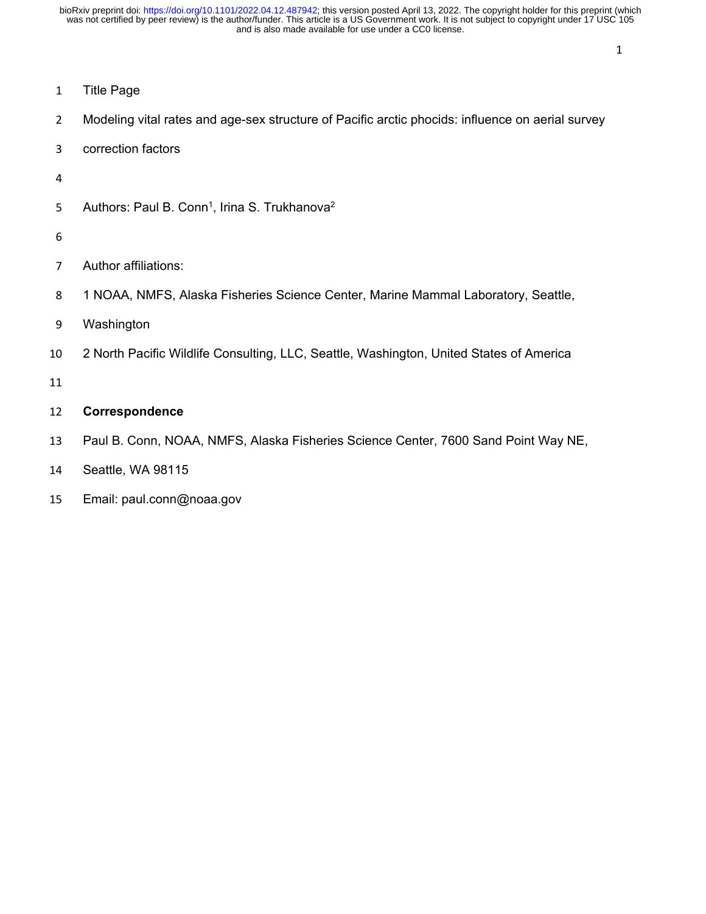Title Page

# Modeling vital rates and age-sex structure of Pacific arctic phocids: influence on aerial survey correction factors

Authors: Paul B. Conn[1], Irina S. Trukhanova[2]

Author affiliations:

1 NOAA, NMFS, Alaska Fisheries Science Center, Marine Mammal Laboratory, Seattle, Washington

2 North Pacific Wildlife Consulting, LLC, Seattle, Washington, United States of America

**Correspondence**

Paul B. Conn, NOAA, NMFS, Alaska Fisheries Science Center, 7600 Sand Point Way NE, Seattle, WA 98115

Email: paul.conn@noaa.gov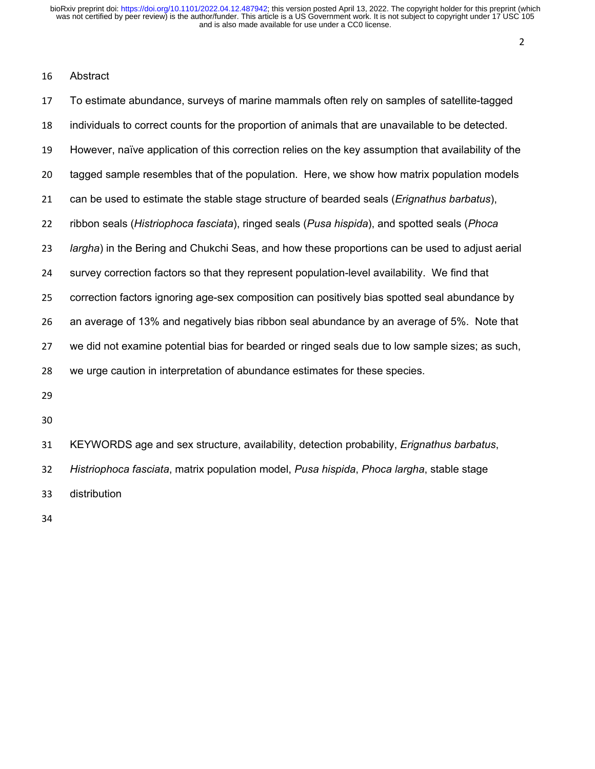## Abstract

To estimate abundance, surveys of marine mammals often rely on samples of satellite-tagged individuals to correct counts for the proportion of animals that are unavailable to be detected. However, naïve application of this correction relies on the key assumption that availability of the tagged sample resembles that of the population. Here, we show how matrix population models can be used to estimate the stable stage structure of bearded seals (*Erignathus barbatus*), ribbon seals (*Histriophoca fasciata*), ringed seals (*Pusa hispida*), and spotted seals (*Phoca largha*) in the Bering and Chukchi Seas, and how these proportions can be used to adjust aerial survey correction factors so that they represent population-level availability. We find that correction factors ignoring age-sex composition can positively bias spotted seal abundance by an average of 13% and negatively bias ribbon seal abundance by an average of 5%. Note that we did not examine potential bias for bearded or ringed seals due to low sample sizes; as such, we urge caution in interpretation of abundance estimates for these species.

KEYWORDS age and sex structure, availability, detection probability, *Erignathus barbatus*, *Histriophoca fasciata*, matrix population model, *Pusa hispida*, *Phoca largha*, stable stage distribution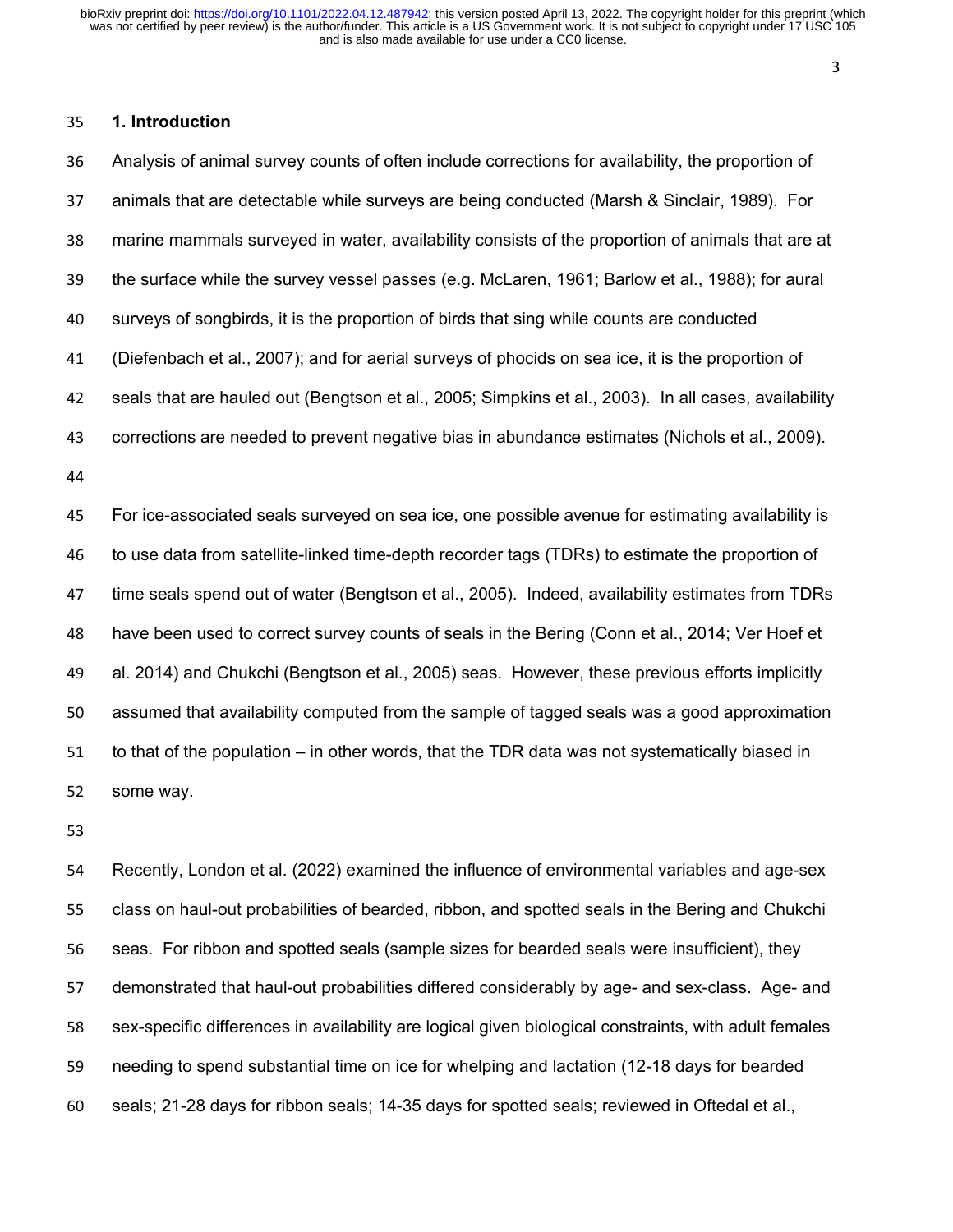## 1. Introduction

Analysis of animal survey counts of often include corrections for availability, the proportion of animals that are detectable while surveys are being conducted (Marsh & Sinclair, 1989). For marine mammals surveyed in water, availability consists of the proportion of animals that are at the surface while the survey vessel passes (e.g. McLaren, 1961; Barlow et al., 1988); for aural surveys of songbirds, it is the proportion of birds that sing while counts are conducted (Diefenbach et al., 2007); and for aerial surveys of phocids on sea ice, it is the proportion of seals that are hauled out (Bengtson et al., 2005; Simpkins et al., 2003). In all cases, availability corrections are needed to prevent negative bias in abundance estimates (Nichols et al., 2009).

For ice-associated seals surveyed on sea ice, one possible avenue for estimating availability is to use data from satellite-linked time-depth recorder tags (TDRs) to estimate the proportion of time seals spend out of water (Bengtson et al., 2005). Indeed, availability estimates from TDRs have been used to correct survey counts of seals in the Bering (Conn et al., 2014; Ver Hoef et al. 2014) and Chukchi (Bengtson et al., 2005) seas. However, these previous efforts implicitly assumed that availability computed from the sample of tagged seals was a good approximation to that of the population – in other words, that the TDR data was not systematically biased in some way.

Recently, London et al. (2022) examined the influence of environmental variables and age-sex class on haul-out probabilities of bearded, ribbon, and spotted seals in the Bering and Chukchi seas. For ribbon and spotted seals (sample sizes for bearded seals were insufficient), they demonstrated that haul-out probabilities differed considerably by age- and sex-class. Age- and sex-specific differences in availability are logical given biological constraints, with adult females needing to spend substantial time on ice for whelping and lactation (12-18 days for bearded seals; 21-28 days for ribbon seals; 14-35 days for spotted seals; reviewed in Oftedal et al.,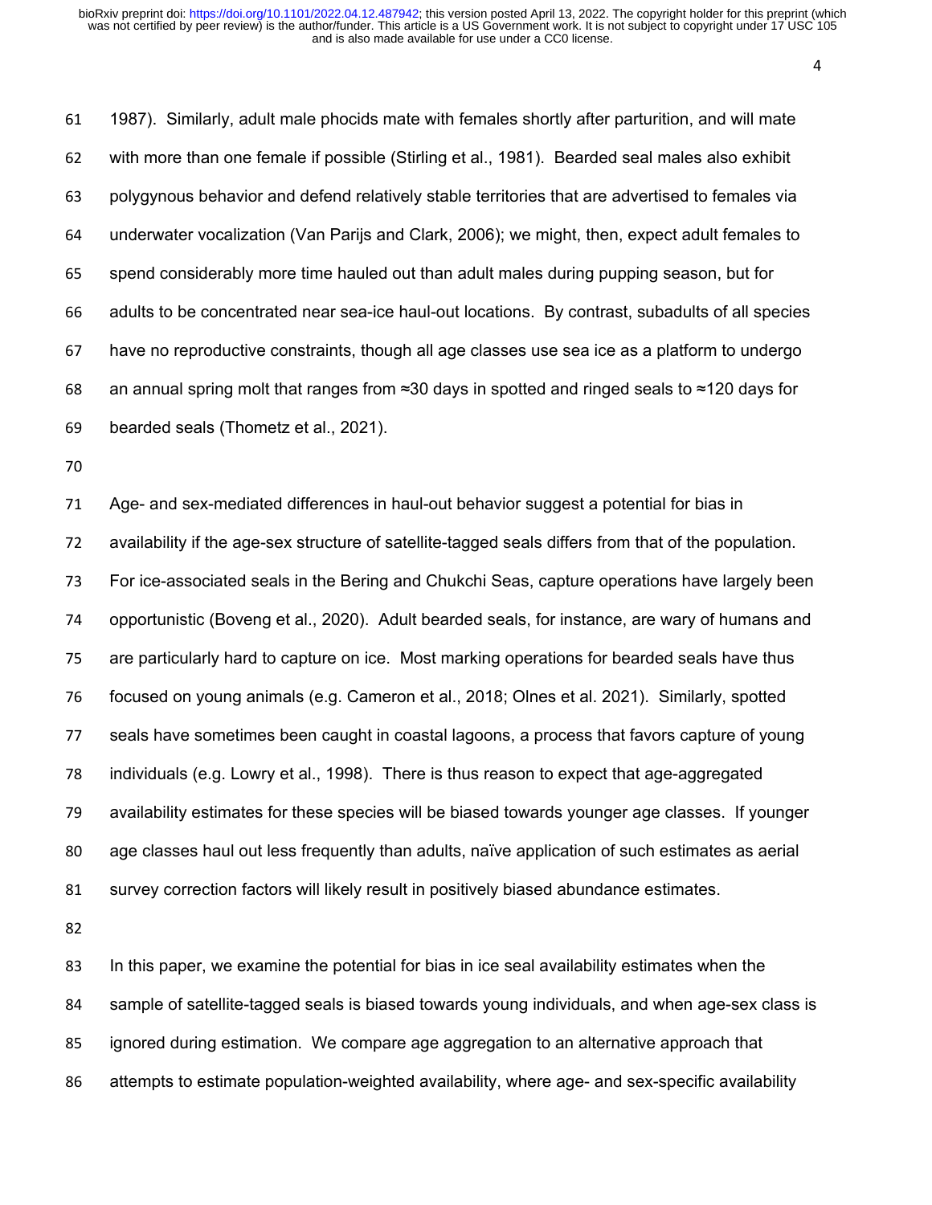1987). Similarly, adult male phocids mate with females shortly after parturition, and will mate with more than one female if possible (Stirling et al., 1981). Bearded seal males also exhibit polygynous behavior and defend relatively stable territories that are advertised to females via underwater vocalization (Van Parijs and Clark, 2006); we might, then, expect adult females to spend considerably more time hauled out than adult males during pupping season, but for adults to be concentrated near sea-ice haul-out locations. By contrast, subadults of all species have no reproductive constraints, though all age classes use sea ice as a platform to undergo an annual spring molt that ranges from ≈30 days in spotted and ringed seals to ≈120 days for bearded seals (Thometz et al., 2021).

Age- and sex-mediated differences in haul-out behavior suggest a potential for bias in availability if the age-sex structure of satellite-tagged seals differs from that of the population. For ice-associated seals in the Bering and Chukchi Seas, capture operations have largely been opportunistic (Boveng et al., 2020). Adult bearded seals, for instance, are wary of humans and are particularly hard to capture on ice. Most marking operations for bearded seals have thus focused on young animals (e.g. Cameron et al., 2018; Olnes et al. 2021). Similarly, spotted seals have sometimes been caught in coastal lagoons, a process that favors capture of young individuals (e.g. Lowry et al., 1998). There is thus reason to expect that age-aggregated availability estimates for these species will be biased towards younger age classes. If younger age classes haul out less frequently than adults, naïve application of such estimates as aerial survey correction factors will likely result in positively biased abundance estimates.

In this paper, we examine the potential for bias in ice seal availability estimates when the sample of satellite-tagged seals is biased towards young individuals, and when age-sex class is ignored during estimation. We compare age aggregation to an alternative approach that attempts to estimate population-weighted availability, where age- and sex-specific availability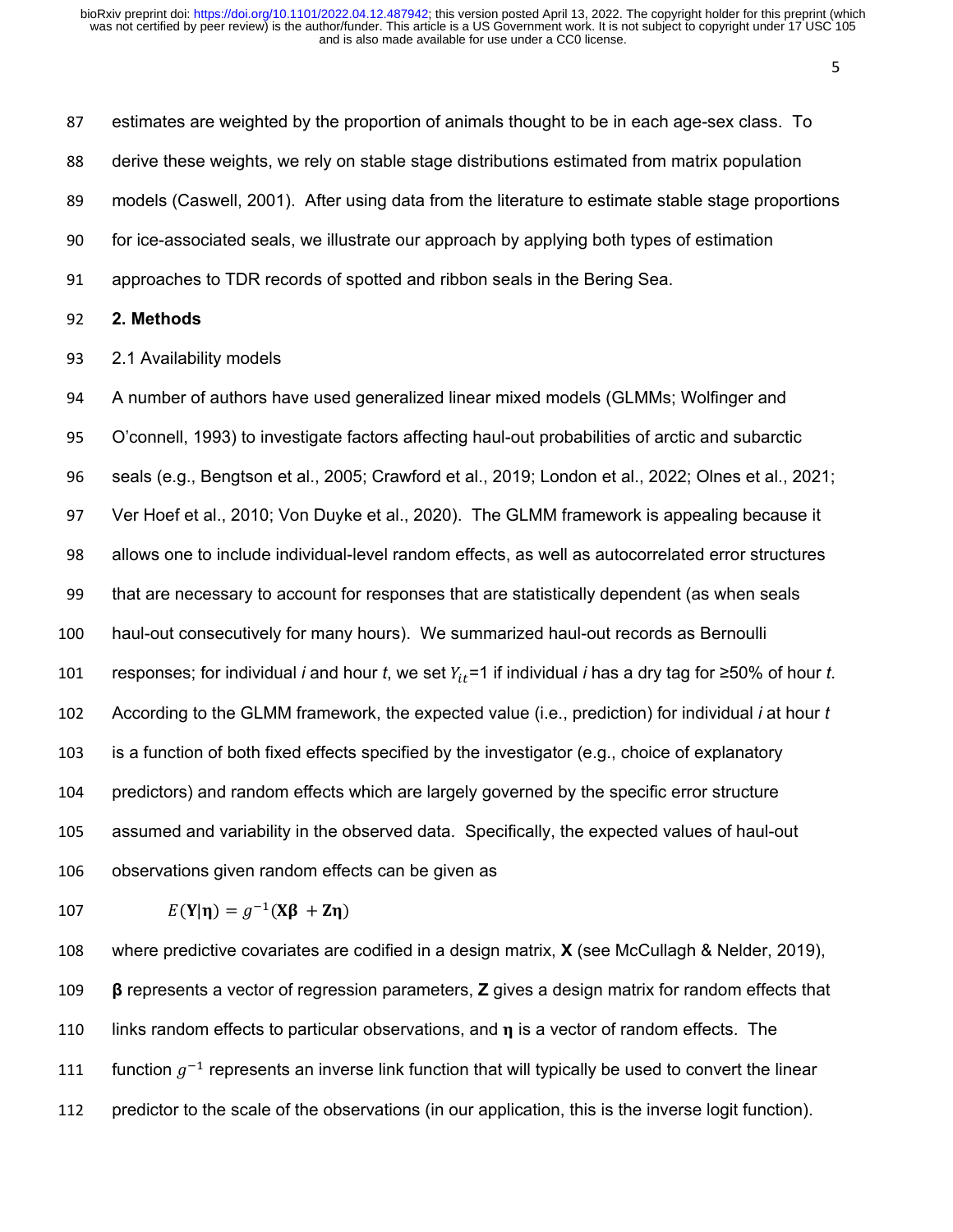estimates are weighted by the proportion of animals thought to be in each age-sex class. To derive these weights, we rely on stable stage distributions estimated from matrix population models (Caswell, 2001). After using data from the literature to estimate stable stage proportions for ice-associated seals, we illustrate our approach by applying both types of estimation approaches to TDR records of spotted and ribbon seals in the Bering Sea.

## 2. Methods

### 2.1 Availability models

A number of authors have used generalized linear mixed models (GLMMs; Wolfinger and O'connell, 1993) to investigate factors affecting haul-out probabilities of arctic and subarctic seals (e.g., Bengtson et al., 2005; Crawford et al., 2019; London et al., 2022; Olnes et al., 2021; Ver Hoef et al., 2010; Von Duyke et al., 2020). The GLMM framework is appealing because it allows one to include individual-level random effects, as well as autocorrelated error structures that are necessary to account for responses that are statistically dependent (as when seals haul-out consecutively for many hours). We summarized haul-out records as Bernoulli responses; for individual *i* and hour *t*, we set $Y_{it}$=1 if individual *i* has a dry tag for ≥50% of hour *t*. According to the GLMM framework, the expected value (i.e., prediction) for individual *i* at hour *t* is a function of both fixed effects specified by the investigator (e.g., choice of explanatory predictors) and random effects which are largely governed by the specific error structure assumed and variability in the observed data. Specifically, the expected values of haul-out observations given random effects can be given as

$$E(\mathbf{Y}|\boldsymbol{\eta}) = g^{-1}(\mathbf{X}\boldsymbol{\beta} + \mathbf{Z}\boldsymbol{\eta})$$

where predictive covariates are codified in a design matrix, **X** (see McCullagh & Nelder, 2019), **β** represents a vector of regression parameters, **Z** gives a design matrix for random effects that links random effects to particular observations, and **η** is a vector of random effects. The function $g^{-1}$ represents an inverse link function that will typically be used to convert the linear predictor to the scale of the observations (in our application, this is the inverse logit function).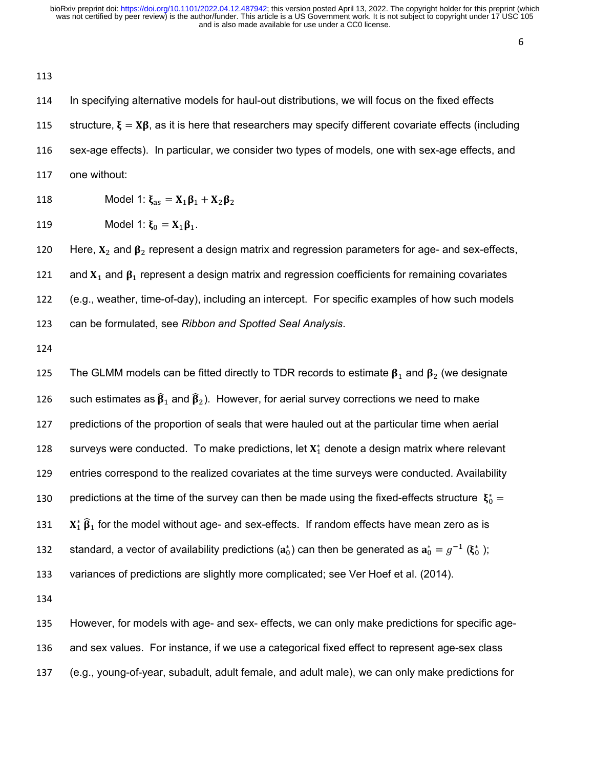In specifying alternative models for haul-out distributions, we will focus on the fixed effects structure, $\boldsymbol{\xi} = \mathbf{X}\boldsymbol{\beta}$, as it is here that researchers may specify different covariate effects (including sex-age effects). In particular, we consider two types of models, one with sex-age effects, and one without:

Model 1: $\boldsymbol{\xi}_{\text{as}} = \mathbf{X}_1\boldsymbol{\beta}_1 + \mathbf{X}_2\boldsymbol{\beta}_2$

Model 1: $\boldsymbol{\xi}_0 = \mathbf{X}_1\boldsymbol{\beta}_1$.

Here, $\mathbf{X}_2$ and $\boldsymbol{\beta}_2$ represent a design matrix and regression parameters for age- and sex-effects, and $\mathbf{X}_1$ and $\boldsymbol{\beta}_1$ represent a design matrix and regression coefficients for remaining covariates (e.g., weather, time-of-day), including an intercept. For specific examples of how such models can be formulated, see *Ribbon and Spotted Seal Analysis*.

The GLMM models can be fitted directly to TDR records to estimate $\boldsymbol{\beta}_1$ and $\boldsymbol{\beta}_2$ (we designate such estimates as $\widehat{\boldsymbol{\beta}}_1$ and $\widehat{\boldsymbol{\beta}}_2$). However, for aerial survey corrections we need to make predictions of the proportion of seals that were hauled out at the particular time when aerial surveys were conducted. To make predictions, let $\mathbf{X}_1^*$ denote a design matrix where relevant entries correspond to the realized covariates at the time surveys were conducted. Availability predictions at the time of the survey can then be made using the fixed-effects structure $\boldsymbol{\xi}_0^* = \mathbf{X}_1^*\widehat{\boldsymbol{\beta}}_1$ for the model without age- and sex-effects. If random effects have mean zero as is standard, a vector of availability predictions ($\mathbf{a}_0^*$) can then be generated as $\mathbf{a}_0^* = g^{-1}(\boldsymbol{\xi}_0^*)$; variances of predictions are slightly more complicated; see Ver Hoef et al. (2014).

However, for models with age- and sex- effects, we can only make predictions for specific age- and sex values. For instance, if we use a categorical fixed effect to represent age-sex class (e.g., young-of-year, subadult, adult female, and adult male), we can only make predictions for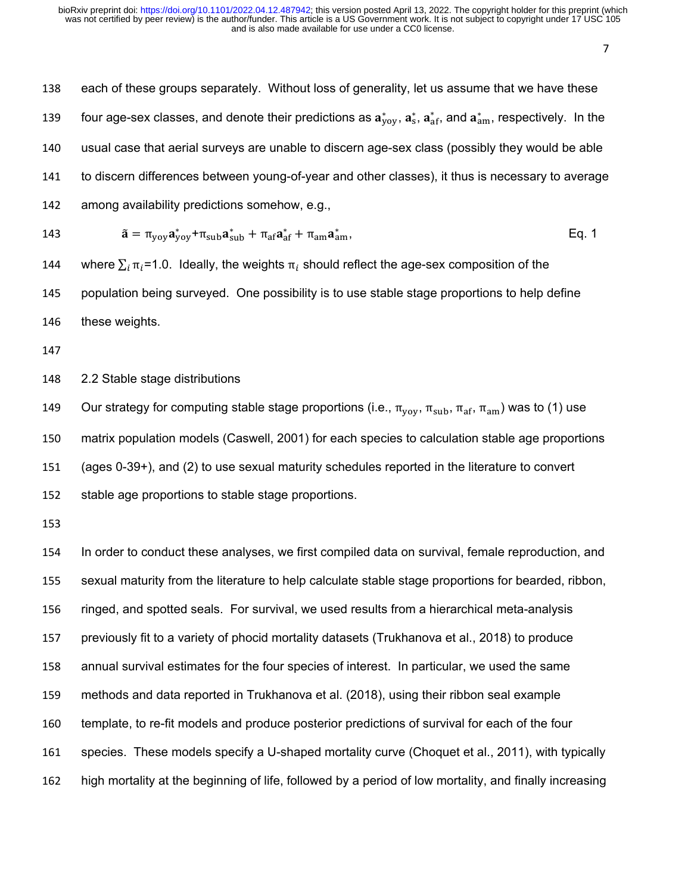each of these groups separately. Without loss of generality, let us assume that we have these four age-sex classes, and denote their predictions as $\mathbf{a}^*_{\text{yoy}}$, $\mathbf{a}^*_{\text{s}}$, $\mathbf{a}^*_{\text{af}}$, and $\mathbf{a}^*_{\text{am}}$, respectively. In the usual case that aerial surveys are unable to discern age-sex class (possibly they would be able to discern differences between young-of-year and other classes), it thus is necessary to average among availability predictions somehow, e.g.,

$$\tilde{\mathbf{a}} = \pi_{\text{yoy}}\mathbf{a}^*_{\text{yoy}} + \pi_{\text{sub}}\mathbf{a}^*_{\text{sub}} + \pi_{\text{af}}\mathbf{a}^*_{\text{af}} + \pi_{\text{am}}\mathbf{a}^*_{\text{am}}, \qquad \text{Eq. 1}$$

where $\sum_i \pi_i$=1.0. Ideally, the weights $\pi_i$ should reflect the age-sex composition of the population being surveyed. One possibility is to use stable stage proportions to help define these weights.

## 2.2 Stable stage distributions

Our strategy for computing stable stage proportions (i.e., $\pi_{\text{yoy}}$, $\pi_{\text{sub}}$, $\pi_{\text{af}}$, $\pi_{\text{am}}$) was to (1) use matrix population models (Caswell, 2001) for each species to calculation stable age proportions (ages 0-39+), and (2) to use sexual maturity schedules reported in the literature to convert stable age proportions to stable stage proportions.

In order to conduct these analyses, we first compiled data on survival, female reproduction, and sexual maturity from the literature to help calculate stable stage proportions for bearded, ribbon, ringed, and spotted seals. For survival, we used results from a hierarchical meta-analysis previously fit to a variety of phocid mortality datasets (Trukhanova et al., 2018) to produce annual survival estimates for the four species of interest. In particular, we used the same methods and data reported in Trukhanova et al. (2018), using their ribbon seal example template, to re-fit models and produce posterior predictions of survival for each of the four species. These models specify a U-shaped mortality curve (Choquet et al., 2011), with typically high mortality at the beginning of life, followed by a period of low mortality, and finally increasing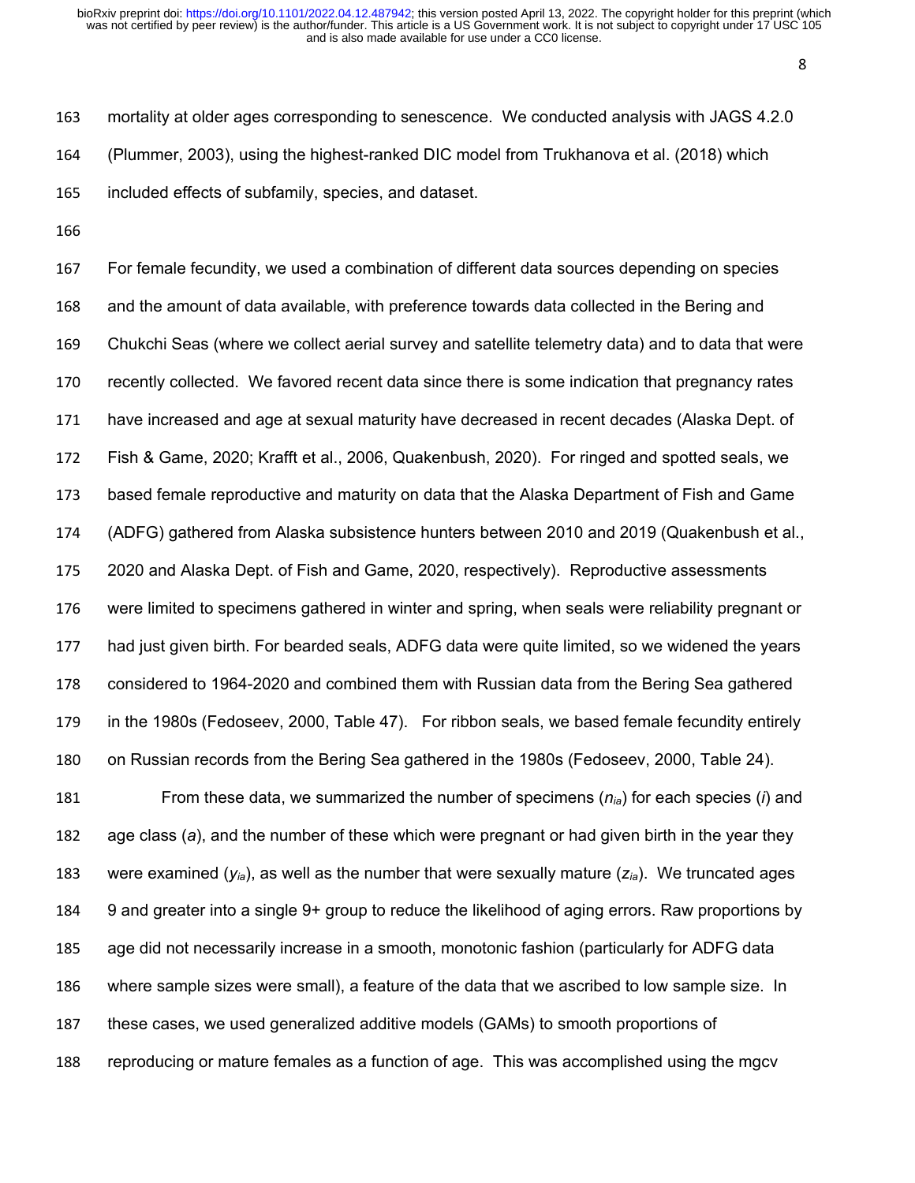mortality at older ages corresponding to senescence. We conducted analysis with JAGS 4.2.0 (Plummer, 2003), using the highest-ranked DIC model from Trukhanova et al. (2018) which included effects of subfamily, species, and dataset.

For female fecundity, we used a combination of different data sources depending on species and the amount of data available, with preference towards data collected in the Bering and Chukchi Seas (where we collect aerial survey and satellite telemetry data) and to data that were recently collected. We favored recent data since there is some indication that pregnancy rates have increased and age at sexual maturity have decreased in recent decades (Alaska Dept. of Fish & Game, 2020; Krafft et al., 2006, Quakenbush, 2020). For ringed and spotted seals, we based female reproductive and maturity on data that the Alaska Department of Fish and Game (ADFG) gathered from Alaska subsistence hunters between 2010 and 2019 (Quakenbush et al., 2020 and Alaska Dept. of Fish and Game, 2020, respectively). Reproductive assessments were limited to specimens gathered in winter and spring, when seals were reliability pregnant or had just given birth. For bearded seals, ADFG data were quite limited, so we widened the years considered to 1964-2020 and combined them with Russian data from the Bering Sea gathered in the 1980s (Fedoseev, 2000, Table 47). For ribbon seals, we based female fecundity entirely on Russian records from the Bering Sea gathered in the 1980s (Fedoseev, 2000, Table 24).

From these data, we summarized the number of specimens ($n_{ia}$) for each species ($i$) and age class ($a$), and the number of these which were pregnant or had given birth in the year they were examined ($y_{ia}$), as well as the number that were sexually mature ($z_{ia}$). We truncated ages 9 and greater into a single 9+ group to reduce the likelihood of aging errors. Raw proportions by age did not necessarily increase in a smooth, monotonic fashion (particularly for ADFG data where sample sizes were small), a feature of the data that we ascribed to low sample size. In these cases, we used generalized additive models (GAMs) to smooth proportions of reproducing or mature females as a function of age. This was accomplished using the mgcv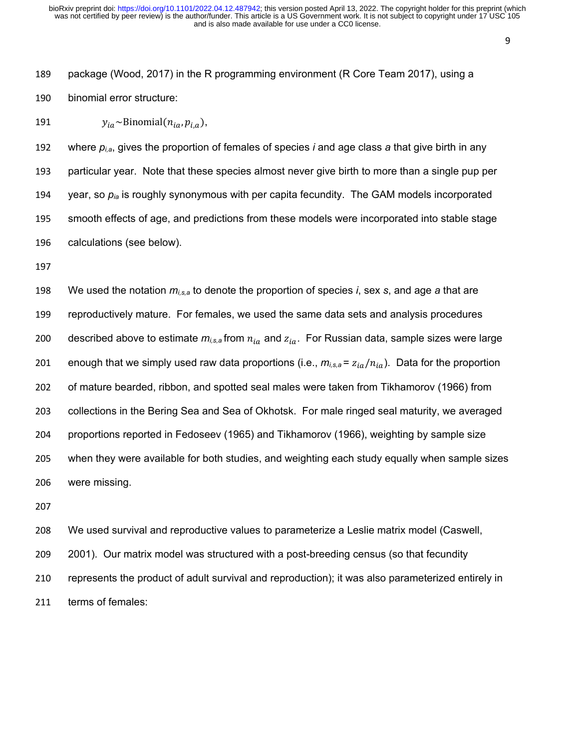package (Wood, 2017) in the R programming environment (R Core Team 2017), using a binomial error structure:

$$y_{ia} \sim \text{Binomial}(n_{ia}, p_{i,a}),$$

where $p_{i,a}$, gives the proportion of females of species *i* and age class *a* that give birth in any particular year. Note that these species almost never give birth to more than a single pup per year, so $p_{ia}$ is roughly synonymous with per capita fecundity. The GAM models incorporated smooth effects of age, and predictions from these models were incorporated into stable stage calculations (see below).

We used the notation $m_{i,s,a}$ to denote the proportion of species *i*, sex *s*, and age *a* that are reproductively mature. For females, we used the same data sets and analysis procedures described above to estimate $m_{i,s,a}$ from $n_{ia}$ and $z_{ia}$. For Russian data, sample sizes were large enough that we simply used raw data proportions (i.e., $m_{i,s,a} = z_{ia}/n_{ia}$). Data for the proportion of mature bearded, ribbon, and spotted seal males were taken from Tikhamorov (1966) from collections in the Bering Sea and Sea of Okhotsk. For male ringed seal maturity, we averaged proportions reported in Fedoseev (1965) and Tikhamorov (1966), weighting by sample size when they were available for both studies, and weighting each study equally when sample sizes were missing.

We used survival and reproductive values to parameterize a Leslie matrix model (Caswell, 2001). Our matrix model was structured with a post-breeding census (so that fecundity represents the product of adult survival and reproduction); it was also parameterized entirely in terms of females: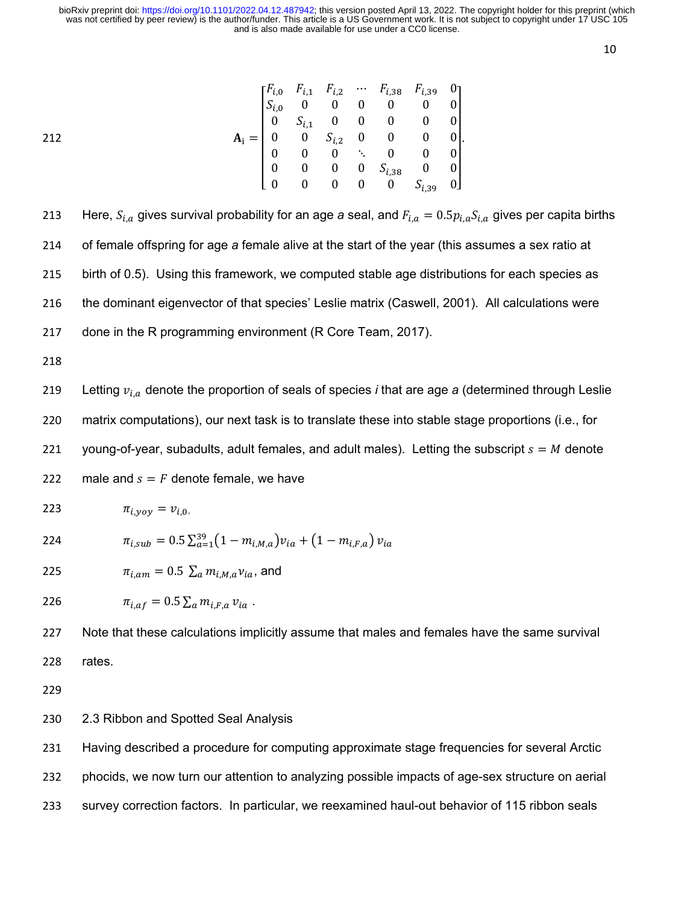$$
\mathbf{A}_i = \begin{bmatrix} F_{i,0} & F_{i,1} & F_{i,2} & \cdots & F_{i,38} & F_{i,39} & 0 \\ S_{i,0} & 0 & 0 & 0 & 0 & 0 & 0 \\ 0 & S_{i,1} & 0 & 0 & 0 & 0 & 0 \\ 0 & 0 & S_{i,2} & 0 & 0 & 0 & 0 \\ 0 & 0 & 0 & \ddots & 0 & 0 & 0 \\ 0 & 0 & 0 & 0 & S_{i,38} & 0 & 0 \\ 0 & 0 & 0 & 0 & 0 & S_{i,39} & 0 \end{bmatrix}.
$$

Here, $S_{i,a}$ gives survival probability for an age *a* seal, and $F_{i,a} = 0.5 p_{i,a} S_{i,a}$ gives per capita births of female offspring for age *a* female alive at the start of the year (this assumes a sex ratio at birth of 0.5). Using this framework, we computed stable age distributions for each species as the dominant eigenvector of that species' Leslie matrix (Caswell, 2001). All calculations were done in the R programming environment (R Core Team, 2017).

Letting $v_{i,a}$ denote the proportion of seals of species *i* that are age *a* (determined through Leslie matrix computations), our next task is to translate these into stable stage proportions (i.e., for young-of-year, subadults, adult females, and adult males). Letting the subscript $s = M$ denote male and $s = F$ denote female, we have

$$\pi_{i,yoy} = v_{i,0},$$

$$\pi_{i,sub} = 0.5 \sum_{a=1}^{39} (1 - m_{i,M,a}) v_{ia} + (1 - m_{i,F,a})\, v_{ia}$$

$$\pi_{i,am} = 0.5\ \sum_a m_{i,M,a} v_{ia}, \text{ and}$$

$$\pi_{i,af} = 0.5 \sum_a m_{i,F,a}\, v_{ia}\ .$$

Note that these calculations implicitly assume that males and females have the same survival rates.

## 2.3 Ribbon and Spotted Seal Analysis

Having described a procedure for computing approximate stage frequencies for several Arctic phocids, we now turn our attention to analyzing possible impacts of age-sex structure on aerial survey correction factors. In particular, we reexamined haul-out behavior of 115 ribbon seals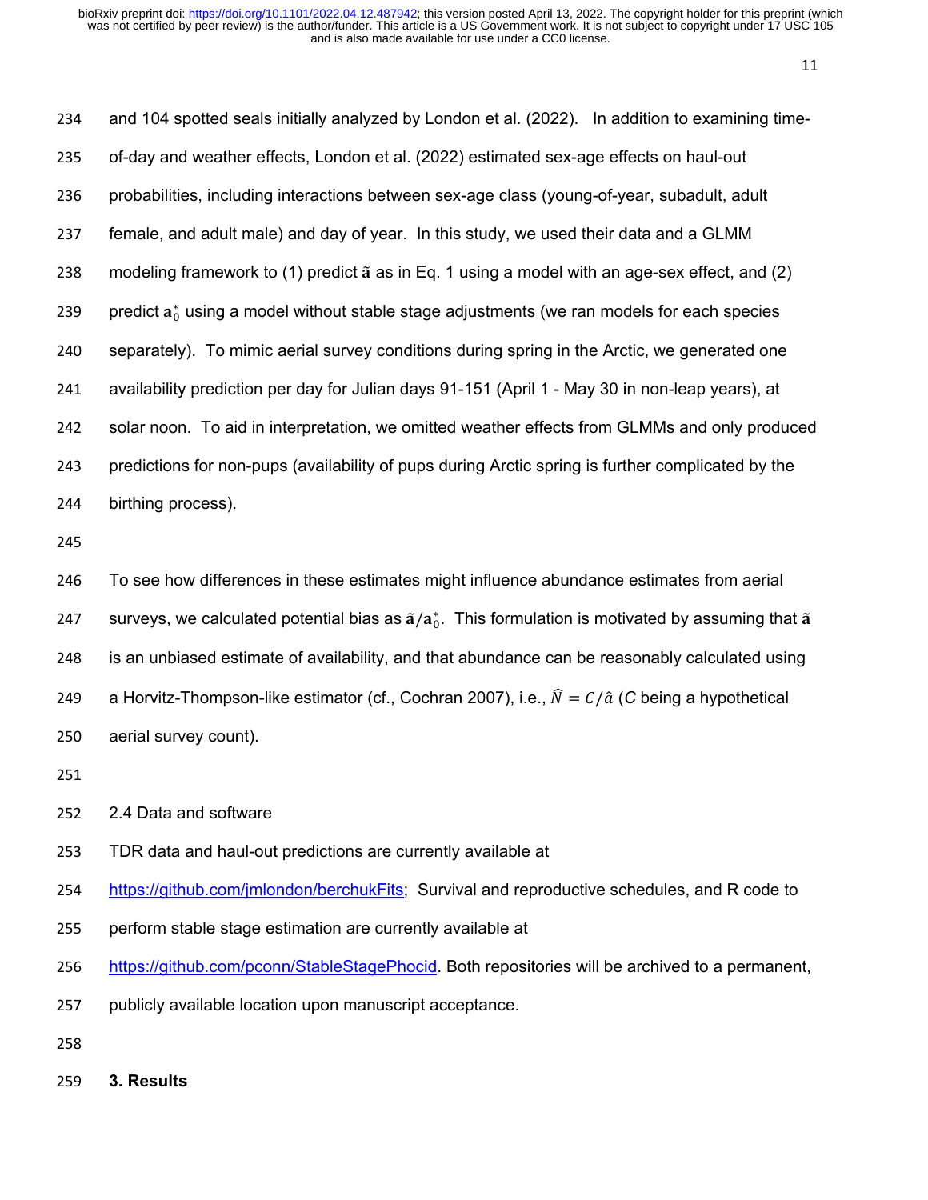and 104 spotted seals initially analyzed by London et al. (2022). In addition to examining time-of-day and weather effects, London et al. (2022) estimated sex-age effects on haul-out probabilities, including interactions between sex-age class (young-of-year, subadult, adult female, and adult male) and day of year. In this study, we used their data and a GLMM modeling framework to (1) predict $\tilde{\mathbf{a}}$ as in Eq. 1 using a model with an age-sex effect, and (2) predict $\mathbf{a}_0^*$ using a model without stable stage adjustments (we ran models for each species separately). To mimic aerial survey conditions during spring in the Arctic, we generated one availability prediction per day for Julian days 91-151 (April 1 - May 30 in non-leap years), at solar noon. To aid in interpretation, we omitted weather effects from GLMMs and only produced predictions for non-pups (availability of pups during Arctic spring is further complicated by the birthing process).

To see how differences in these estimates might influence abundance estimates from aerial surveys, we calculated potential bias as $\tilde{\mathbf{a}}/\mathbf{a}_0^*$. This formulation is motivated by assuming that $\tilde{\mathbf{a}}$ is an unbiased estimate of availability, and that abundance can be reasonably calculated using a Horvitz-Thompson-like estimator (cf., Cochran 2007), i.e., $\widehat{N} = C/\hat{a}$ ($C$ being a hypothetical aerial survey count).

## 2.4 Data and software

TDR data and haul-out predictions are currently available at https://github.com/jmlondon/berchukFits; Survival and reproductive schedules, and R code to perform stable stage estimation are currently available at https://github.com/pconn/StableStagePhocid. Both repositories will be archived to a permanent, publicly available location upon manuscript acceptance.

# 3. Results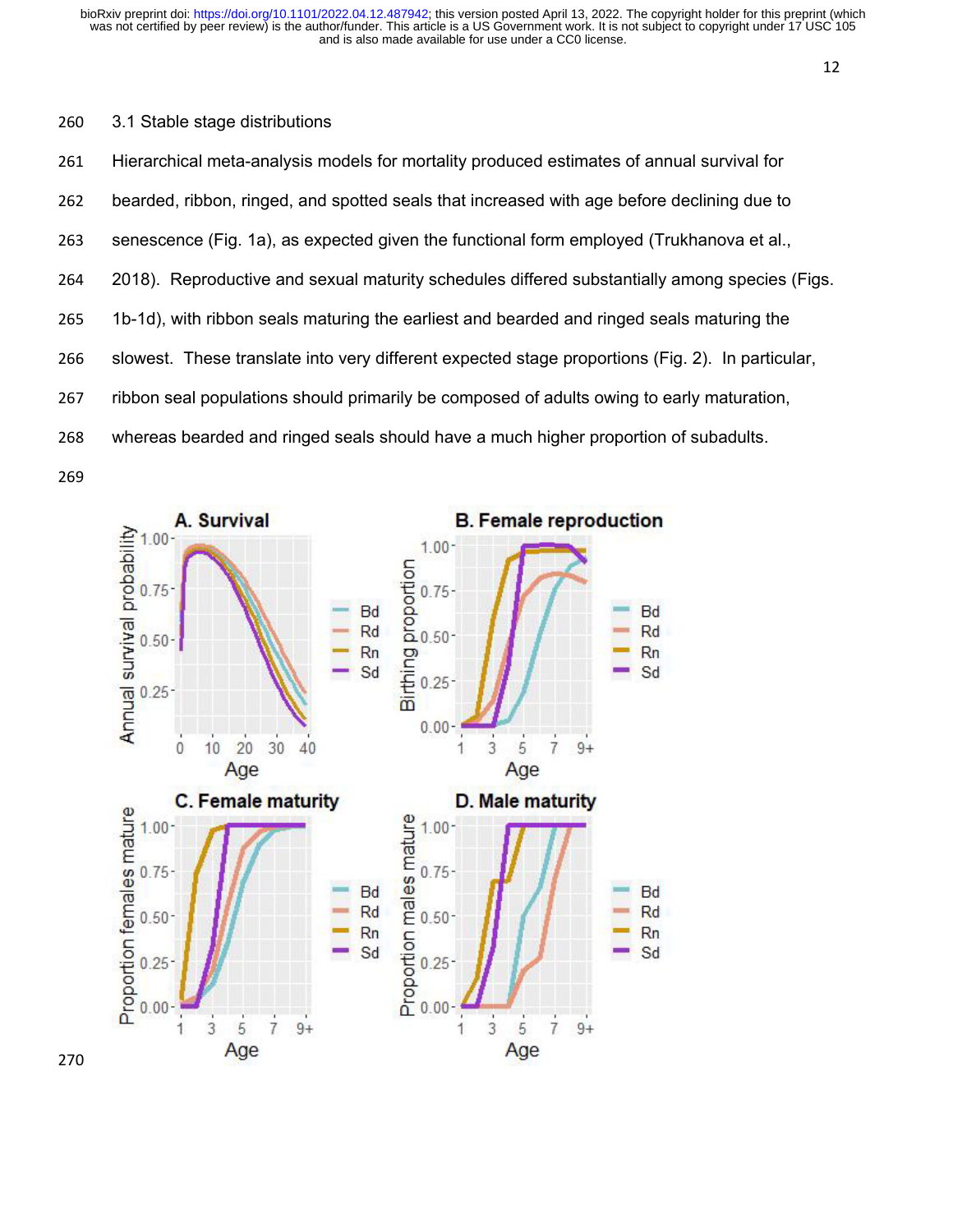### 3.1 Stable stage distributions

Hierarchical meta-analysis models for mortality produced estimates of annual survival for bearded, ribbon, ringed, and spotted seals that increased with age before declining due to senescence (Fig. 1a), as expected given the functional form employed (Trukhanova et al., 2018). Reproductive and sexual maturity schedules differed substantially among species (Figs. 1b-1d), with ribbon seals maturing the earliest and bearded and ringed seals maturing the slowest. These translate into very different expected stage proportions (Fig. 2). In particular, ribbon seal populations should primarily be composed of adults owing to early maturation, whereas bearded and ringed seals should have a much higher proportion of subadults.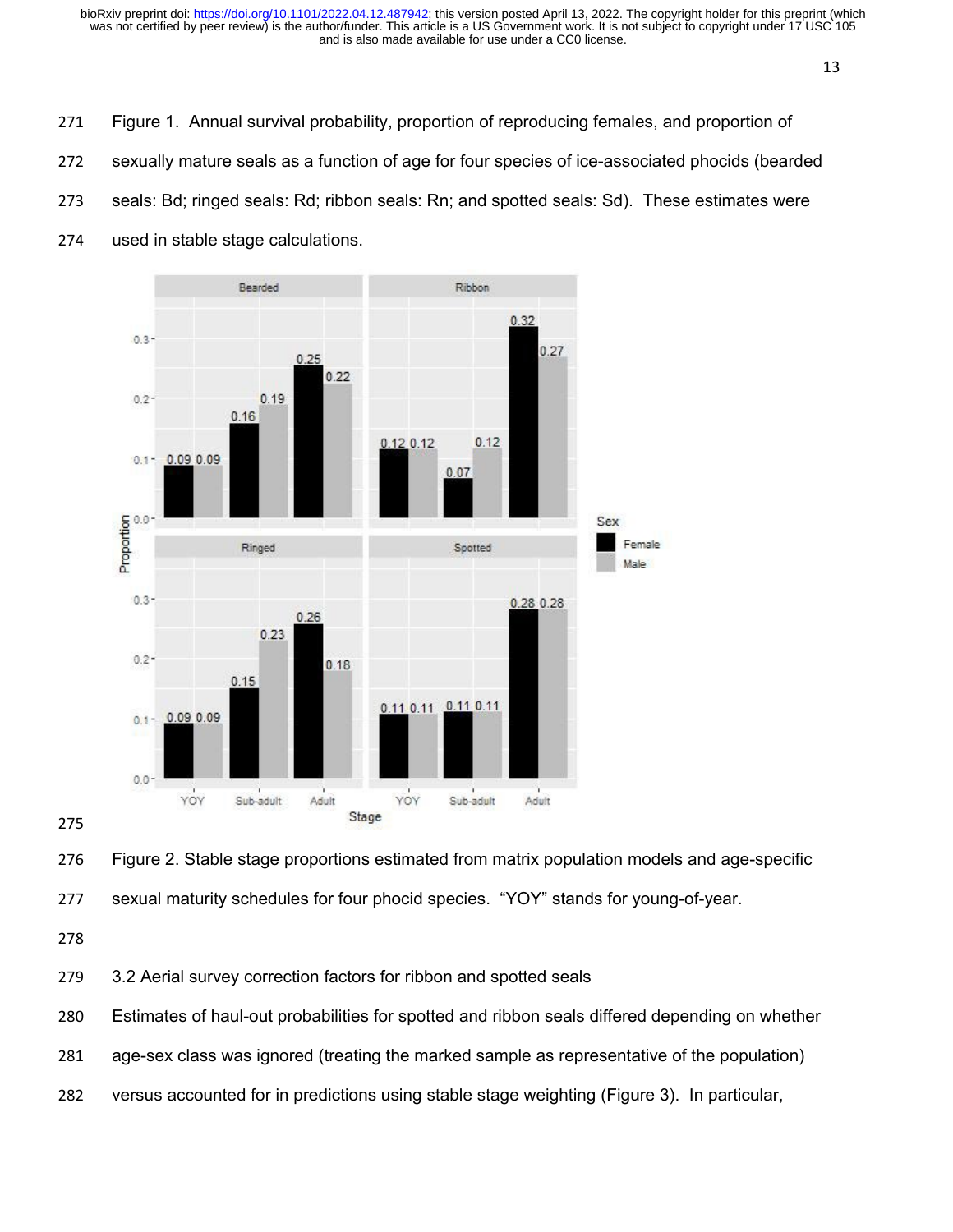Figure 1. Annual survival probability, proportion of reproducing females, and proportion of sexually mature seals as a function of age for four species of ice-associated phocids (bearded seals: Bd; ringed seals: Rd; ribbon seals: Rn; and spotted seals: Sd). These estimates were used in stable stage calculations.

Figure 2. Stable stage proportions estimated from matrix population models and age-specific sexual maturity schedules for four phocid species. "YOY" stands for young-of-year.

### 3.2 Aerial survey correction factors for ribbon and spotted seals

Estimates of haul-out probabilities for spotted and ribbon seals differed depending on whether age-sex class was ignored (treating the marked sample as representative of the population) versus accounted for in predictions using stable stage weighting (Figure 3). In particular,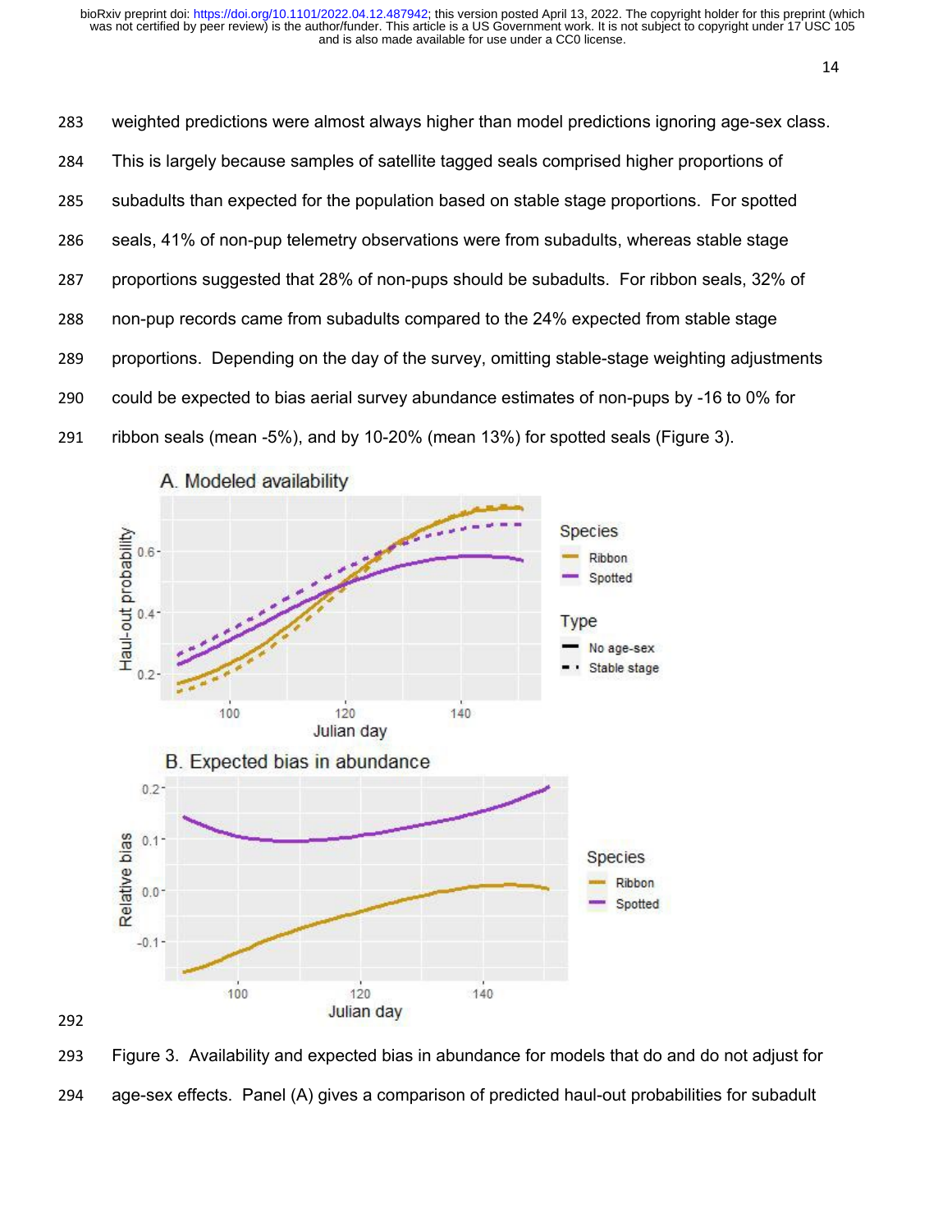weighted predictions were almost always higher than model predictions ignoring age-sex class. This is largely because samples of satellite tagged seals comprised higher proportions of subadults than expected for the population based on stable stage proportions. For spotted seals, 41% of non-pup telemetry observations were from subadults, whereas stable stage proportions suggested that 28% of non-pups should be subadults. For ribbon seals, 32% of non-pup records came from subadults compared to the 24% expected from stable stage proportions. Depending on the day of the survey, omitting stable-stage weighting adjustments could be expected to bias aerial survey abundance estimates of non-pups by -16 to 0% for ribbon seals (mean -5%), and by 10-20% (mean 13%) for spotted seals (Figure 3).

Figure 3. Availability and expected bias in abundance for models that do and do not adjust for age-sex effects. Panel (A) gives a comparison of predicted haul-out probabilities for subadult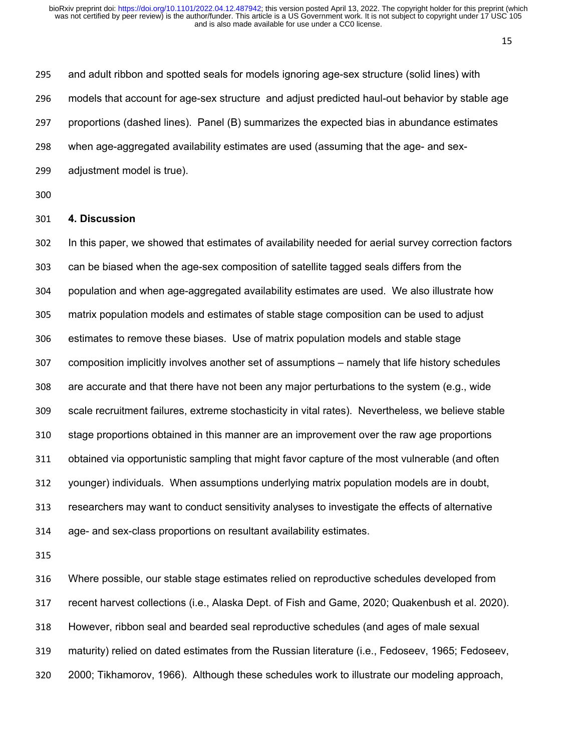and adult ribbon and spotted seals for models ignoring age-sex structure (solid lines) with models that account for age-sex structure and adjust predicted haul-out behavior by stable age proportions (dashed lines). Panel (B) summarizes the expected bias in abundance estimates when age-aggregated availability estimates are used (assuming that the age- and sex-adjustment model is true).

## 4. Discussion

In this paper, we showed that estimates of availability needed for aerial survey correction factors can be biased when the age-sex composition of satellite tagged seals differs from the population and when age-aggregated availability estimates are used. We also illustrate how matrix population models and estimates of stable stage composition can be used to adjust estimates to remove these biases. Use of matrix population models and stable stage composition implicitly involves another set of assumptions – namely that life history schedules are accurate and that there have not been any major perturbations to the system (e.g., wide scale recruitment failures, extreme stochasticity in vital rates). Nevertheless, we believe stable stage proportions obtained in this manner are an improvement over the raw age proportions obtained via opportunistic sampling that might favor capture of the most vulnerable (and often younger) individuals. When assumptions underlying matrix population models are in doubt, researchers may want to conduct sensitivity analyses to investigate the effects of alternative age- and sex-class proportions on resultant availability estimates.

Where possible, our stable stage estimates relied on reproductive schedules developed from recent harvest collections (i.e., Alaska Dept. of Fish and Game, 2020; Quakenbush et al. 2020). However, ribbon seal and bearded seal reproductive schedules (and ages of male sexual maturity) relied on dated estimates from the Russian literature (i.e., Fedoseev, 1965; Fedoseev, 2000; Tikhamorov, 1966). Although these schedules work to illustrate our modeling approach,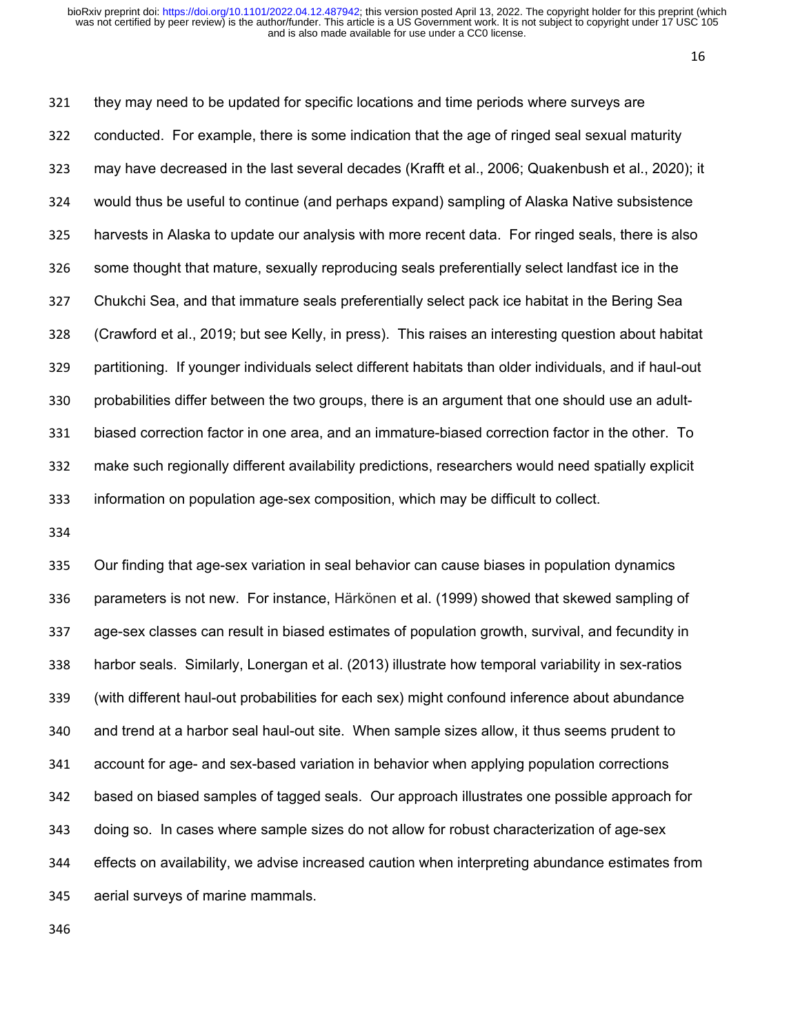they may need to be updated for specific locations and time periods where surveys are conducted. For example, there is some indication that the age of ringed seal sexual maturity may have decreased in the last several decades (Krafft et al., 2006; Quakenbush et al., 2020); it would thus be useful to continue (and perhaps expand) sampling of Alaska Native subsistence harvests in Alaska to update our analysis with more recent data. For ringed seals, there is also some thought that mature, sexually reproducing seals preferentially select landfast ice in the Chukchi Sea, and that immature seals preferentially select pack ice habitat in the Bering Sea (Crawford et al., 2019; but see Kelly, in press). This raises an interesting question about habitat partitioning. If younger individuals select different habitats than older individuals, and if haul-out probabilities differ between the two groups, there is an argument that one should use an adult-biased correction factor in one area, and an immature-biased correction factor in the other. To make such regionally different availability predictions, researchers would need spatially explicit information on population age-sex composition, which may be difficult to collect.

Our finding that age-sex variation in seal behavior can cause biases in population dynamics parameters is not new. For instance, Härkönen et al. (1999) showed that skewed sampling of age-sex classes can result in biased estimates of population growth, survival, and fecundity in harbor seals. Similarly, Lonergan et al. (2013) illustrate how temporal variability in sex-ratios (with different haul-out probabilities for each sex) might confound inference about abundance and trend at a harbor seal haul-out site. When sample sizes allow, it thus seems prudent to account for age- and sex-based variation in behavior when applying population corrections based on biased samples of tagged seals. Our approach illustrates one possible approach for doing so. In cases where sample sizes do not allow for robust characterization of age-sex effects on availability, we advise increased caution when interpreting abundance estimates from aerial surveys of marine mammals.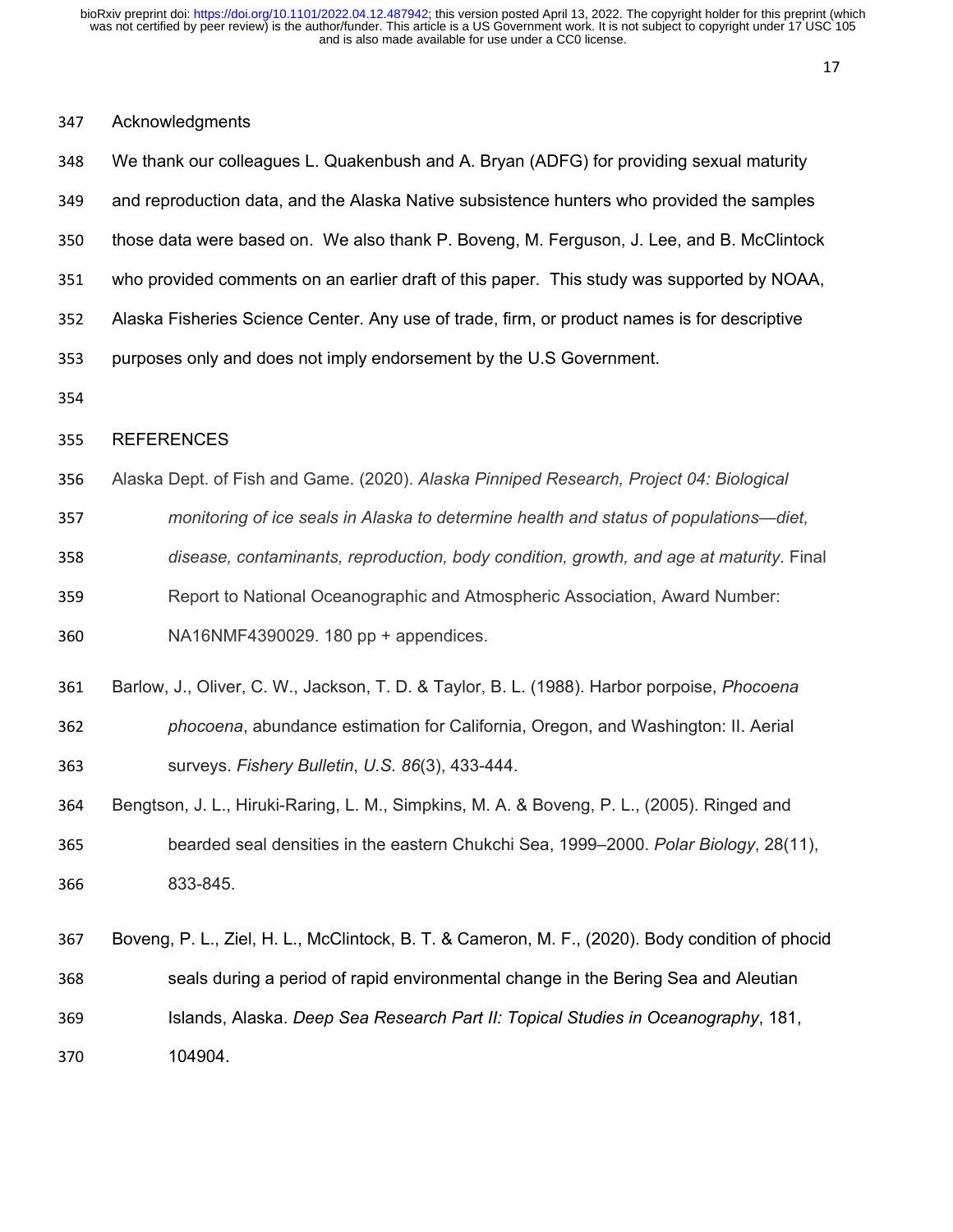## Acknowledgments

We thank our colleagues L. Quakenbush and A. Bryan (ADFG) for providing sexual maturity and reproduction data, and the Alaska Native subsistence hunters who provided the samples those data were based on. We also thank P. Boveng, M. Ferguson, J. Lee, and B. McClintock who provided comments on an earlier draft of this paper. This study was supported by NOAA, Alaska Fisheries Science Center. Any use of trade, firm, or product names is for descriptive purposes only and does not imply endorsement by the U.S Government.

## REFERENCES

Alaska Dept. of Fish and Game. (2020). *Alaska Pinniped Research, Project 04: Biological monitoring of ice seals in Alaska to determine health and status of populations—diet, disease, contaminants, reproduction, body condition, growth, and age at maturity*. Final Report to National Oceanographic and Atmospheric Association, Award Number: NA16NMF4390029. 180 pp + appendices.

Barlow, J., Oliver, C. W., Jackson, T. D. & Taylor, B. L. (1988). Harbor porpoise, *Phocoena phocoena*, abundance estimation for California, Oregon, and Washington: II. Aerial surveys. *Fishery Bulletin*, *U.S. 86*(3), 433-444.

Bengtson, J. L., Hiruki-Raring, L. M., Simpkins, M. A. & Boveng, P. L., (2005). Ringed and bearded seal densities in the eastern Chukchi Sea, 1999–2000. *Polar Biology*, 28(11), 833-845.

Boveng, P. L., Ziel, H. L., McClintock, B. T. & Cameron, M. F., (2020). Body condition of phocid seals during a period of rapid environmental change in the Bering Sea and Aleutian Islands, Alaska. *Deep Sea Research Part II: Topical Studies in Oceanography*, 181, 104904.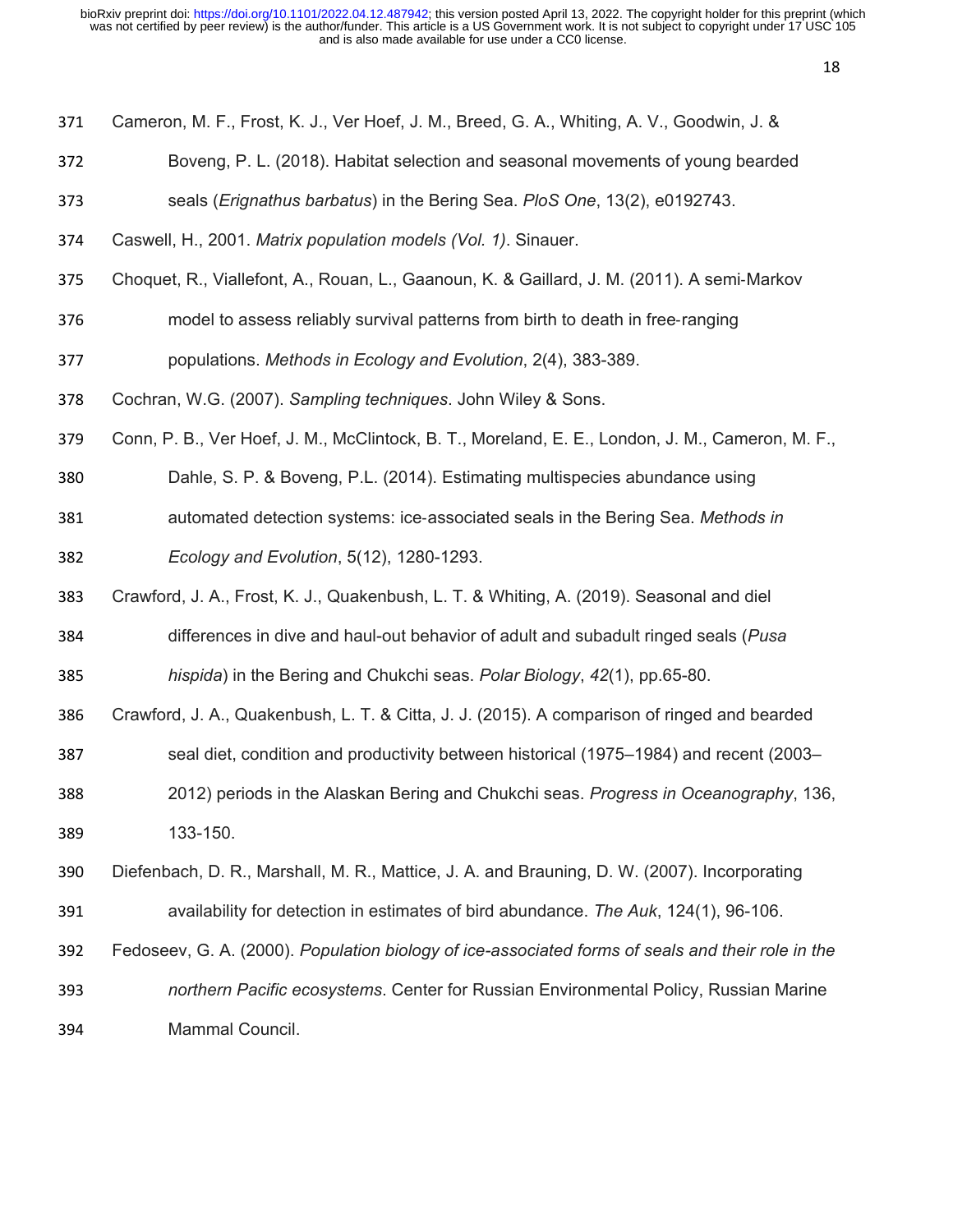Cameron, M. F., Frost, K. J., Ver Hoef, J. M., Breed, G. A., Whiting, A. V., Goodwin, J. & Boveng, P. L. (2018). Habitat selection and seasonal movements of young bearded seals (*Erignathus barbatus*) in the Bering Sea. *PloS One*, 13(2), e0192743.

Caswell, H., 2001. *Matrix population models (Vol. 1)*. Sinauer.

Choquet, R., Viallefont, A., Rouan, L., Gaanoun, K. & Gaillard, J. M. (2011). A semi-Markov model to assess reliably survival patterns from birth to death in free-ranging populations. *Methods in Ecology and Evolution*, 2(4), 383-389.

Cochran, W.G. (2007). *Sampling techniques*. John Wiley & Sons.

Conn, P. B., Ver Hoef, J. M., McClintock, B. T., Moreland, E. E., London, J. M., Cameron, M. F., Dahle, S. P. & Boveng, P.L. (2014). Estimating multispecies abundance using automated detection systems: ice-associated seals in the Bering Sea. *Methods in Ecology and Evolution*, 5(12), 1280-1293.

Crawford, J. A., Frost, K. J., Quakenbush, L. T. & Whiting, A. (2019). Seasonal and diel differences in dive and haul-out behavior of adult and subadult ringed seals (*Pusa hispida*) in the Bering and Chukchi seas. *Polar Biology*, *42*(1), pp.65-80.

Crawford, J. A., Quakenbush, L. T. & Citta, J. J. (2015). A comparison of ringed and bearded seal diet, condition and productivity between historical (1975–1984) and recent (2003–2012) periods in the Alaskan Bering and Chukchi seas. *Progress in Oceanography*, 136, 133-150.

Diefenbach, D. R., Marshall, M. R., Mattice, J. A. and Brauning, D. W. (2007). Incorporating availability for detection in estimates of bird abundance. *The Auk*, 124(1), 96-106.

Fedoseev, G. A. (2000). *Population biology of ice-associated forms of seals and their role in the northern Pacific ecosystems*. Center for Russian Environmental Policy, Russian Marine Mammal Council.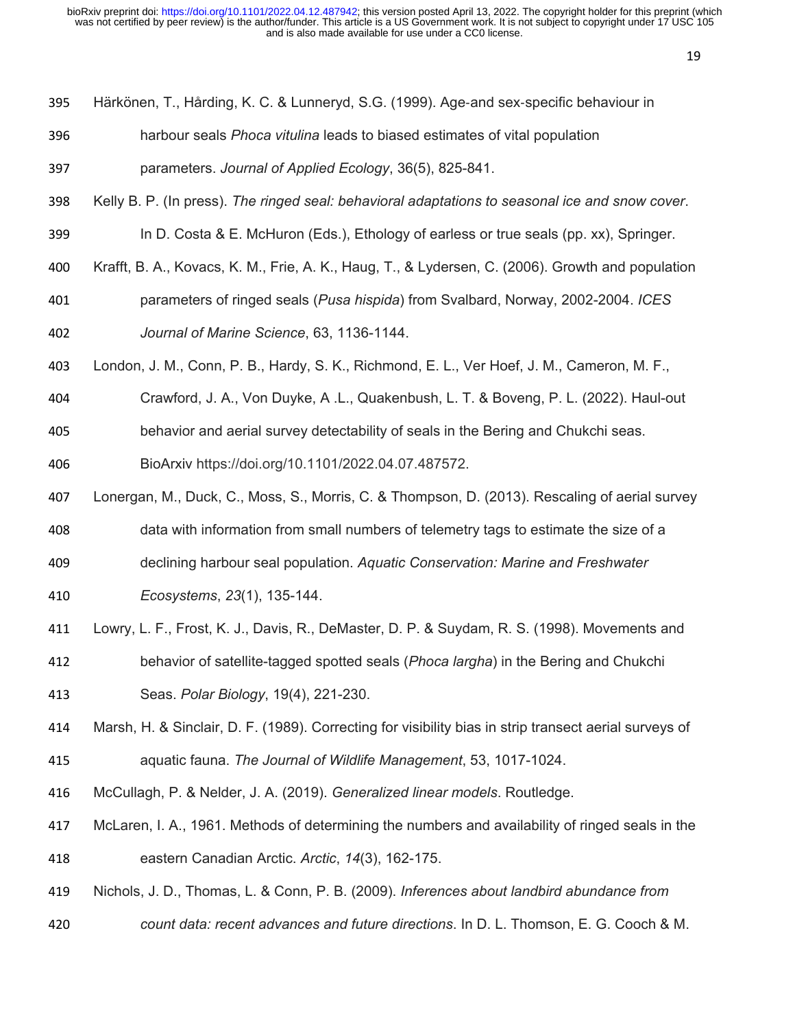Härkönen, T., Hårding, K. C. & Lunneryd, S.G. (1999). Age-and sex-specific behaviour in harbour seals *Phoca vitulina* leads to biased estimates of vital population parameters. *Journal of Applied Ecology*, 36(5), 825-841.

Kelly B. P. (In press). *The ringed seal: behavioral adaptations to seasonal ice and snow cover*. In D. Costa & E. McHuron (Eds.), Ethology of earless or true seals (pp. xx), Springer.

Krafft, B. A., Kovacs, K. M., Frie, A. K., Haug, T., & Lydersen, C. (2006). Growth and population parameters of ringed seals (*Pusa hispida*) from Svalbard, Norway, 2002-2004. *ICES Journal of Marine Science*, 63, 1136-1144.

London, J. M., Conn, P. B., Hardy, S. K., Richmond, E. L., Ver Hoef, J. M., Cameron, M. F., Crawford, J. A., Von Duyke, A .L., Quakenbush, L. T. & Boveng, P. L. (2022). Haul-out behavior and aerial survey detectability of seals in the Bering and Chukchi seas. BioArxiv https://doi.org/10.1101/2022.04.07.487572.

Lonergan, M., Duck, C., Moss, S., Morris, C. & Thompson, D. (2013). Rescaling of aerial survey data with information from small numbers of telemetry tags to estimate the size of a declining harbour seal population. *Aquatic Conservation: Marine and Freshwater Ecosystems*, *23*(1), 135-144.

Lowry, L. F., Frost, K. J., Davis, R., DeMaster, D. P. & Suydam, R. S. (1998). Movements and behavior of satellite-tagged spotted seals (*Phoca largha*) in the Bering and Chukchi Seas. *Polar Biology*, 19(4), 221-230.

Marsh, H. & Sinclair, D. F. (1989). Correcting for visibility bias in strip transect aerial surveys of aquatic fauna. *The Journal of Wildlife Management*, 53, 1017-1024.

McCullagh, P. & Nelder, J. A. (2019). *Generalized linear models*. Routledge.

McLaren, I. A., 1961. Methods of determining the numbers and availability of ringed seals in the eastern Canadian Arctic. *Arctic*, *14*(3), 162-175.

Nichols, J. D., Thomas, L. & Conn, P. B. (2009). *Inferences about landbird abundance from count data: recent advances and future directions*. In D. L. Thomson, E. G. Cooch & M.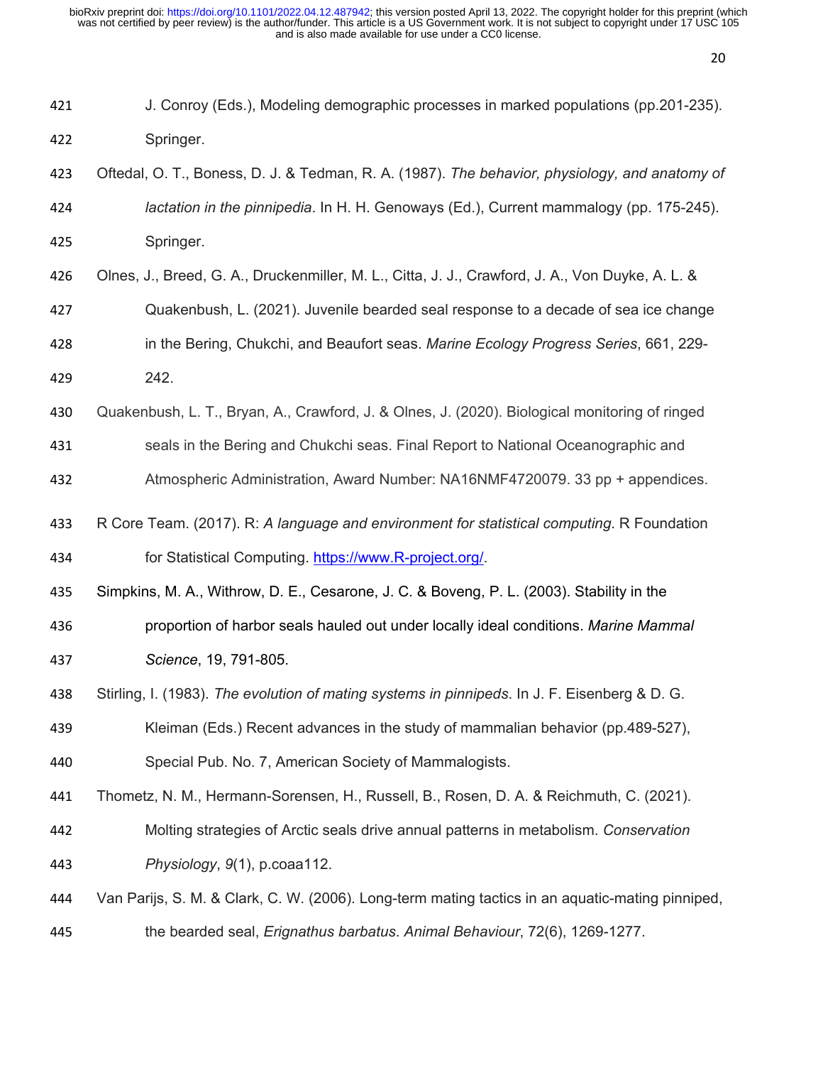J. Conroy (Eds.), Modeling demographic processes in marked populations (pp.201-235). Springer.

Oftedal, O. T., Boness, D. J. & Tedman, R. A. (1987). *The behavior, physiology, and anatomy of lactation in the pinnipedia*. In H. H. Genoways (Ed.), Current mammalogy (pp. 175-245). Springer.

Olnes, J., Breed, G. A., Druckenmiller, M. L., Citta, J. J., Crawford, J. A., Von Duyke, A. L. & Quakenbush, L. (2021). Juvenile bearded seal response to a decade of sea ice change in the Bering, Chukchi, and Beaufort seas. *Marine Ecology Progress Series*, 661, 229-242.

Quakenbush, L. T., Bryan, A., Crawford, J. & Olnes, J. (2020). Biological monitoring of ringed seals in the Bering and Chukchi seas. Final Report to National Oceanographic and Atmospheric Administration, Award Number: NA16NMF4720079. 33 pp + appendices.

R Core Team. (2017). R: *A language and environment for statistical computing*. R Foundation for Statistical Computing. https://www.R-project.org/.

Simpkins, M. A., Withrow, D. E., Cesarone, J. C. & Boveng, P. L. (2003). Stability in the proportion of harbor seals hauled out under locally ideal conditions. *Marine Mammal Science*, 19, 791-805.

Stirling, I. (1983). *The evolution of mating systems in pinnipeds*. In J. F. Eisenberg & D. G. Kleiman (Eds.) Recent advances in the study of mammalian behavior (pp.489-527), Special Pub. No. 7, American Society of Mammalogists.

Thometz, N. M., Hermann-Sorensen, H., Russell, B., Rosen, D. A. & Reichmuth, C. (2021). Molting strategies of Arctic seals drive annual patterns in metabolism. *Conservation Physiology*, *9*(1), p.coaa112.

Van Parijs, S. M. & Clark, C. W. (2006). Long-term mating tactics in an aquatic-mating pinniped, the bearded seal, *Erignathus barbatus*. *Animal Behaviour*, 72(6), 1269-1277.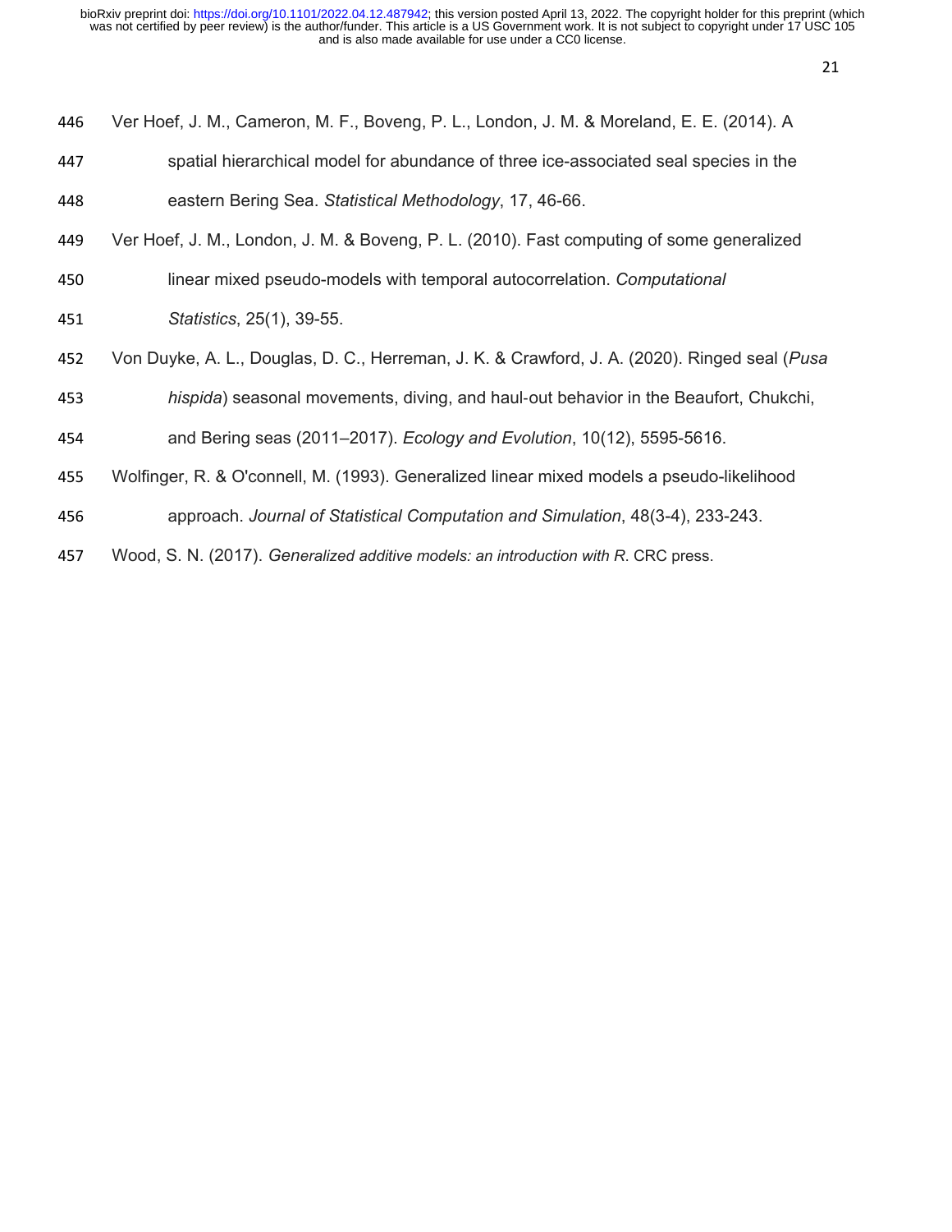Ver Hoef, J. M., Cameron, M. F., Boveng, P. L., London, J. M. & Moreland, E. E. (2014). A spatial hierarchical model for abundance of three ice-associated seal species in the eastern Bering Sea. *Statistical Methodology*, 17, 46-66.

Ver Hoef, J. M., London, J. M. & Boveng, P. L. (2010). Fast computing of some generalized linear mixed pseudo-models with temporal autocorrelation. *Computational Statistics*, 25(1), 39-55.

Von Duyke, A. L., Douglas, D. C., Herreman, J. K. & Crawford, J. A. (2020). Ringed seal (*Pusa hispida*) seasonal movements, diving, and haul-out behavior in the Beaufort, Chukchi, and Bering seas (2011–2017). *Ecology and Evolution*, 10(12), 5595-5616.

Wolfinger, R. & O'connell, M. (1993). Generalized linear mixed models a pseudo-likelihood approach. *Journal of Statistical Computation and Simulation*, 48(3-4), 233-243.

Wood, S. N. (2017). *Generalized additive models: an introduction with R*. CRC press.